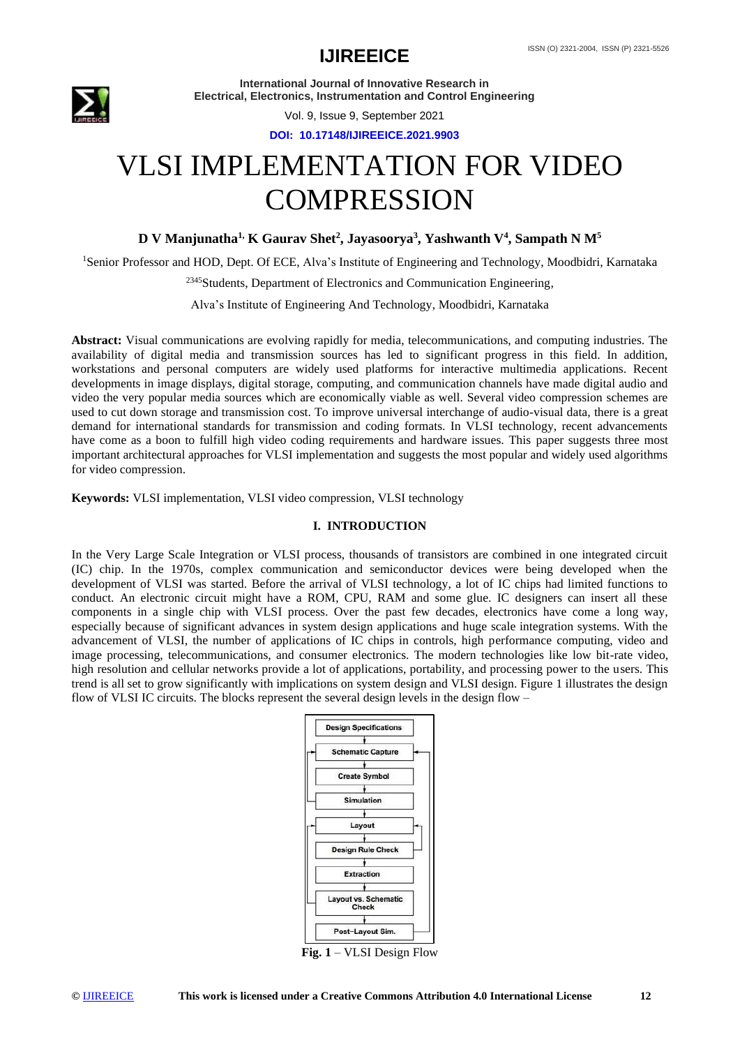# VLSI IMPLEMENTATION FOR VIDEO COMPRESSION

**D V Manjunatha[1], K Gaurav Shet[2], Jayasoorya[3], Yashwanth V[4], Sampath N M[5]**

[1]Senior Professor and HOD, Dept. Of ECE, Alva's Institute of Engineering and Technology, Moodbidri, Karnataka

[2345]Students, Department of Electronics and Communication Engineering,

Alva's Institute of Engineering And Technology, Moodbidri, Karnataka

**Abstract:** Visual communications are evolving rapidly for media, telecommunications, and computing industries. The availability of digital media and transmission sources has led to significant progress in this field. In addition, workstations and personal computers are widely used platforms for interactive multimedia applications. Recent developments in image displays, digital storage, computing, and communication channels have made digital audio and video the very popular media sources which are economically viable as well. Several video compression schemes are used to cut down storage and transmission cost. To improve universal interchange of audio-visual data, there is a great demand for international standards for transmission and coding formats. In VLSI technology, recent advancements have come as a boon to fulfill high video coding requirements and hardware issues. This paper suggests three most important architectural approaches for VLSI implementation and suggests the most popular and widely used algorithms for video compression.

**Keywords:** VLSI implementation, VLSI video compression, VLSI technology

## I. INTRODUCTION

In the Very Large Scale Integration or VLSI process, thousands of transistors are combined in one integrated circuit (IC) chip. In the 1970s, complex communication and semiconductor devices were being developed when the development of VLSI was started. Before the arrival of VLSI technology, a lot of IC chips had limited functions to conduct. An electronic circuit might have a ROM, CPU, RAM and some glue. IC designers can insert all these components in a single chip with VLSI process. Over the past few decades, electronics have come a long way, especially because of significant advances in system design applications and huge scale integration systems. With the advancement of VLSI, the number of applications of IC chips in controls, high performance computing, video and image processing, telecommunications, and consumer electronics. The modern technologies like low bit-rate video, high resolution and cellular networks provide a lot of applications, portability, and processing power to the users. This trend is all set to grow significantly with implications on system design and VLSI design. Figure 1 illustrates the design flow of VLSI IC circuits. The blocks represent the several design levels in the design flow –

Design Specifications → Schematic Capture → Create Symbol → Simulation → Layout → Design Rule Check → Extraction → Layout vs. Schematic Check → Post-Layout Sim.

**Fig. 1** – VLSI Design Flow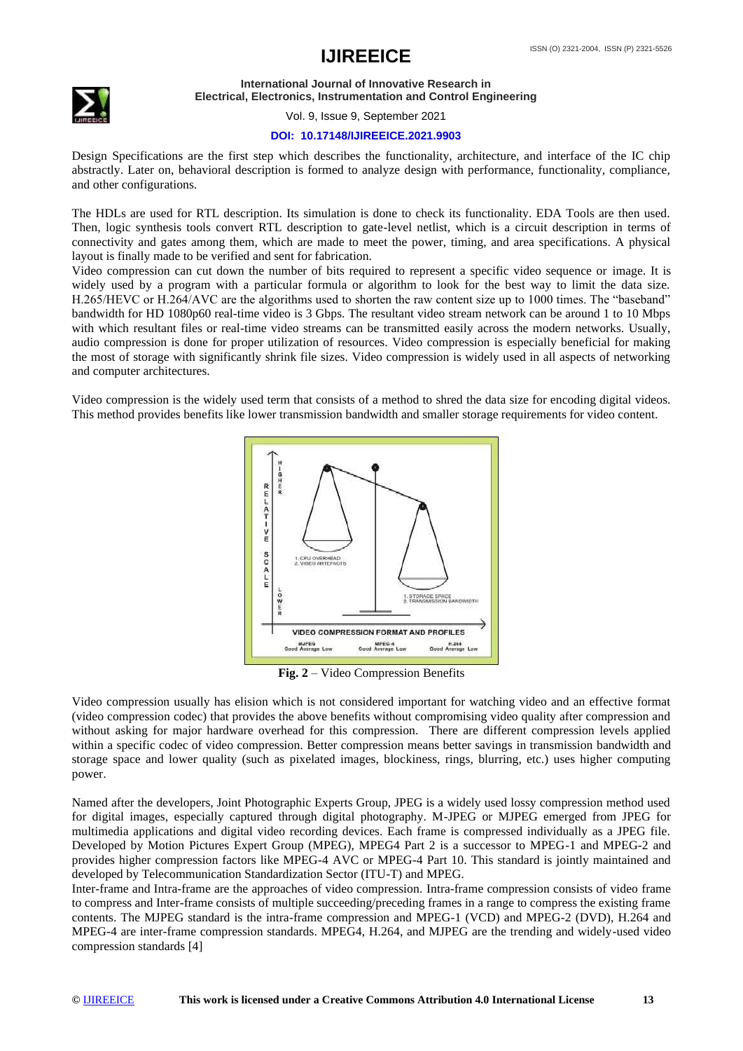Design Specifications are the first step which describes the functionality, architecture, and interface of the IC chip abstractly. Later on, behavioral description is formed to analyze design with performance, functionality, compliance, and other configurations.

The HDLs are used for RTL description. Its simulation is done to check its functionality. EDA Tools are then used. Then, logic synthesis tools convert RTL description to gate-level netlist, which is a circuit description in terms of connectivity and gates among them, which are made to meet the power, timing, and area specifications. A physical layout is finally made to be verified and sent for fabrication.

Video compression can cut down the number of bits required to represent a specific video sequence or image. It is widely used by a program with a particular formula or algorithm to look for the best way to limit the data size. H.265/HEVC or H.264/AVC are the algorithms used to shorten the raw content size up to 1000 times. The "baseband" bandwidth for HD 1080p60 real-time video is 3 Gbps. The resultant video stream network can be around 1 to 10 Mbps with which resultant files or real-time video streams can be transmitted easily across the modern networks. Usually, audio compression is done for proper utilization of resources. Video compression is especially beneficial for making the most of storage with significantly shrink file sizes. Video compression is widely used in all aspects of networking and computer architectures.

Video compression is the widely used term that consists of a method to shred the data size for encoding digital videos. This method provides benefits like lower transmission bandwidth and smaller storage requirements for video content.

**Fig. 2** – Video Compression Benefits

Video compression usually has elision which is not considered important for watching video and an effective format (video compression codec) that provides the above benefits without compromising video quality after compression and without asking for major hardware overhead for this compression. There are different compression levels applied within a specific codec of video compression. Better compression means better savings in transmission bandwidth and storage space and lower quality (such as pixelated images, blockiness, rings, blurring, etc.) uses higher computing power.

Named after the developers, Joint Photographic Experts Group, JPEG is a widely used lossy compression method used for digital images, especially captured through digital photography. M-JPEG or MJPEG emerged from JPEG for multimedia applications and digital video recording devices. Each frame is compressed individually as a JPEG file. Developed by Motion Pictures Expert Group (MPEG), MPEG4 Part 2 is a successor to MPEG-1 and MPEG-2 and provides higher compression factors like MPEG-4 AVC or MPEG-4 Part 10. This standard is jointly maintained and developed by Telecommunication Standardization Sector (ITU-T) and MPEG.

Inter-frame and Intra-frame are the approaches of video compression. Intra-frame compression consists of video frame to compress and Inter-frame consists of multiple succeeding/preceding frames in a range to compress the existing frame contents. The MJPEG standard is the intra-frame compression and MPEG-1 (VCD) and MPEG-2 (DVD), H.264 and MPEG-4 are inter-frame compression standards. MPEG4, H.264, and MJPEG are the trending and widely-used video compression standards [4]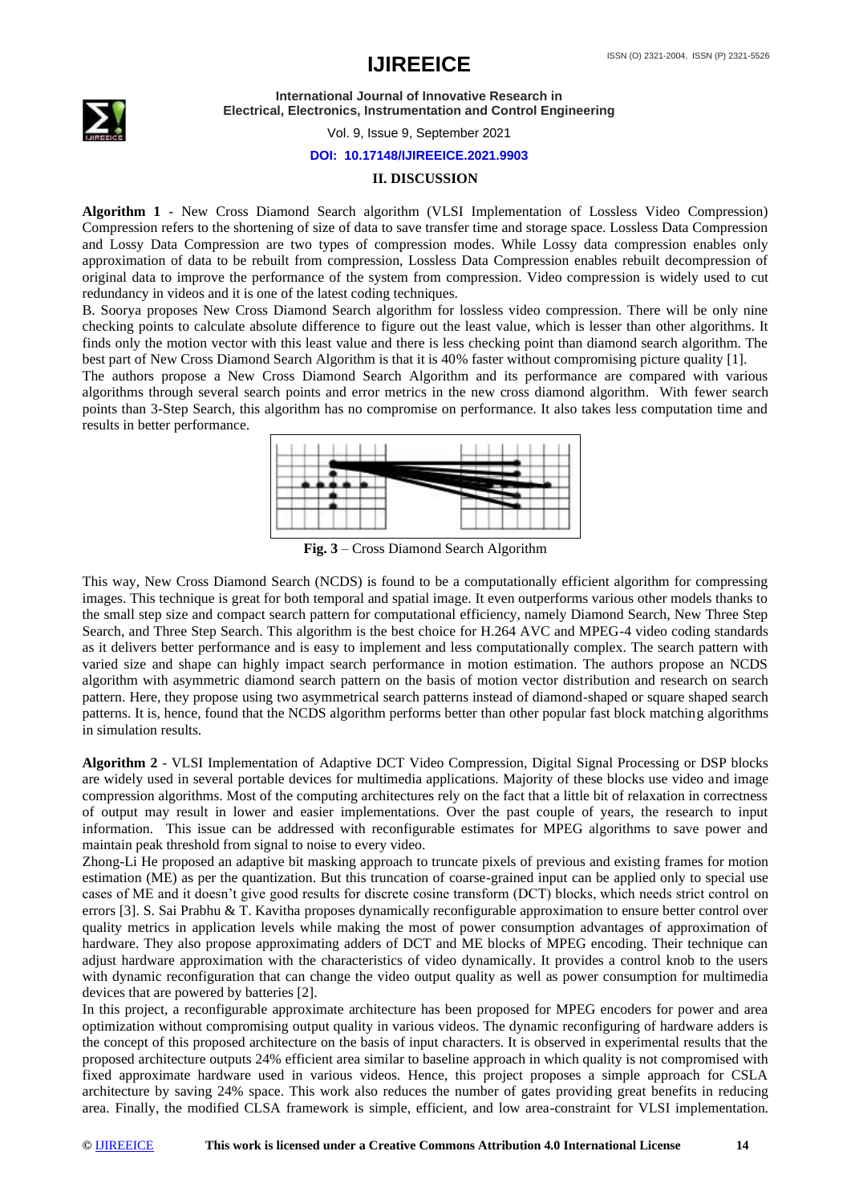## II. DISCUSSION

**Algorithm 1** - New Cross Diamond Search algorithm (VLSI Implementation of Lossless Video Compression) Compression refers to the shortening of size of data to save transfer time and storage space. Lossless Data Compression and Lossy Data Compression are two types of compression modes. While Lossy data compression enables only approximation of data to be rebuilt from compression, Lossless Data Compression enables rebuilt decompression of original data to improve the performance of the system from compression. Video compression is widely used to cut redundancy in videos and it is one of the latest coding techniques.

B. Soorya proposes New Cross Diamond Search algorithm for lossless video compression. There will be only nine checking points to calculate absolute difference to figure out the least value, which is lesser than other algorithms. It finds only the motion vector with this least value and there is less checking point than diamond search algorithm. The best part of New Cross Diamond Search Algorithm is that it is 40% faster without compromising picture quality [1].

The authors propose a New Cross Diamond Search Algorithm and its performance are compared with various algorithms through several search points and error metrics in the new cross diamond algorithm. With fewer search points than 3-Step Search, this algorithm has no compromise on performance. It also takes less computation time and results in better performance.

**Fig. 3** – Cross Diamond Search Algorithm

This way, New Cross Diamond Search (NCDS) is found to be a computationally efficient algorithm for compressing images. This technique is great for both temporal and spatial image. It even outperforms various other models thanks to the small step size and compact search pattern for computational efficiency, namely Diamond Search, New Three Step Search, and Three Step Search. This algorithm is the best choice for H.264 AVC and MPEG-4 video coding standards as it delivers better performance and is easy to implement and less computationally complex. The search pattern with varied size and shape can highly impact search performance in motion estimation. The authors propose an NCDS algorithm with asymmetric diamond search pattern on the basis of motion vector distribution and research on search pattern. Here, they propose using two asymmetrical search patterns instead of diamond-shaped or square shaped search patterns. It is, hence, found that the NCDS algorithm performs better than other popular fast block matching algorithms in simulation results.

**Algorithm 2** - VLSI Implementation of Adaptive DCT Video Compression, Digital Signal Processing or DSP blocks are widely used in several portable devices for multimedia applications. Majority of these blocks use video and image compression algorithms. Most of the computing architectures rely on the fact that a little bit of relaxation in correctness of output may result in lower and easier implementations. Over the past couple of years, the research to input information. This issue can be addressed with reconfigurable estimates for MPEG algorithms to save power and maintain peak threshold from signal to noise to every video.

Zhong-Li He proposed an adaptive bit masking approach to truncate pixels of previous and existing frames for motion estimation (ME) as per the quantization. But this truncation of coarse-grained input can be applied only to special use cases of ME and it doesn't give good results for discrete cosine transform (DCT) blocks, which needs strict control on errors [3]. S. Sai Prabhu & T. Kavitha proposes dynamically reconfigurable approximation to ensure better control over quality metrics in application levels while making the most of power consumption advantages of approximation of hardware. They also propose approximating adders of DCT and ME blocks of MPEG encoding. Their technique can adjust hardware approximation with the characteristics of video dynamically. It provides a control knob to the users with dynamic reconfiguration that can change the video output quality as well as power consumption for multimedia devices that are powered by batteries [2].

In this project, a reconfigurable approximate architecture has been proposed for MPEG encoders for power and area optimization without compromising output quality in various videos. The dynamic reconfiguring of hardware adders is the concept of this proposed architecture on the basis of input characters. It is observed in experimental results that the proposed architecture outputs 24% efficient area similar to baseline approach in which quality is not compromised with fixed approximate hardware used in various videos. Hence, this project proposes a simple approach for CSLA architecture by saving 24% space. This work also reduces the number of gates providing great benefits in reducing area. Finally, the modified CLSA framework is simple, efficient, and low area-constraint for VLSI implementation.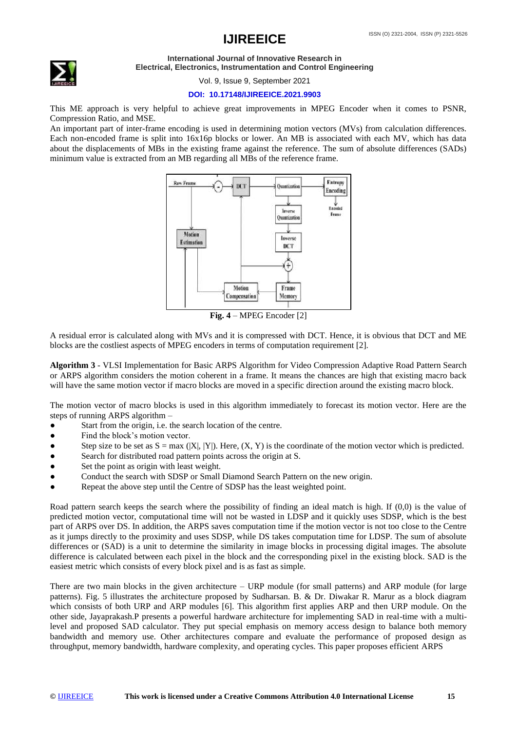This ME approach is very helpful to achieve great improvements in MPEG Encoder when it comes to PSNR, Compression Ratio, and MSE.

An important part of inter-frame encoding is used in determining motion vectors (MVs) from calculation differences. Each non-encoded frame is split into 16x16p blocks or lower. An MB is associated with each MV, which has data about the displacements of MBs in the existing frame against the reference. The sum of absolute differences (SADs) minimum value is extracted from an MB regarding all MBs of the reference frame.

**Fig. 4** – MPEG Encoder [2]

A residual error is calculated along with MVs and it is compressed with DCT. Hence, it is obvious that DCT and ME blocks are the costliest aspects of MPEG encoders in terms of computation requirement [2].

**Algorithm 3** - VLSI Implementation for Basic ARPS Algorithm for Video Compression Adaptive Road Pattern Search or ARPS algorithm considers the motion coherent in a frame. It means the chances are high that existing macro back will have the same motion vector if macro blocks are moved in a specific direction around the existing macro block.

The motion vector of macro blocks is used in this algorithm immediately to forecast its motion vector. Here are the steps of running ARPS algorithm –

- Start from the origin, i.e. the search location of the centre.
- Find the block's motion vector.
- Step size to be set as S = max (|X|, |Y|). Here, (X, Y) is the coordinate of the motion vector which is predicted.
- Search for distributed road pattern points across the origin at S.
- Set the point as origin with least weight.
- Conduct the search with SDSP or Small Diamond Search Pattern on the new origin.
- Repeat the above step until the Centre of SDSP has the least weighted point.

Road pattern search keeps the search where the possibility of finding an ideal match is high. If (0,0) is the value of predicted motion vector, computational time will not be wasted in LDSP and it quickly uses SDSP, which is the best part of ARPS over DS. In addition, the ARPS saves computation time if the motion vector is not too close to the Centre as it jumps directly to the proximity and uses SDSP, while DS takes computation time for LDSP. The sum of absolute differences or (SAD) is a unit to determine the similarity in image blocks in processing digital images. The absolute difference is calculated between each pixel in the block and the corresponding pixel in the existing block. SAD is the easiest metric which consists of every block pixel and is as fast as simple.

There are two main blocks in the given architecture – URP module (for small patterns) and ARP module (for large patterns). Fig. 5 illustrates the architecture proposed by Sudharsan. B. & Dr. Diwakar R. Marur as a block diagram which consists of both URP and ARP modules [6]. This algorithm first applies ARP and then URP module. On the other side, Jayaprakash.P presents a powerful hardware architecture for implementing SAD in real-time with a multi-level and proposed SAD calculator. They put special emphasis on memory access design to balance both memory bandwidth and memory use. Other architectures compare and evaluate the performance of proposed design as throughput, memory bandwidth, hardware complexity, and operating cycles. This paper proposes efficient ARPS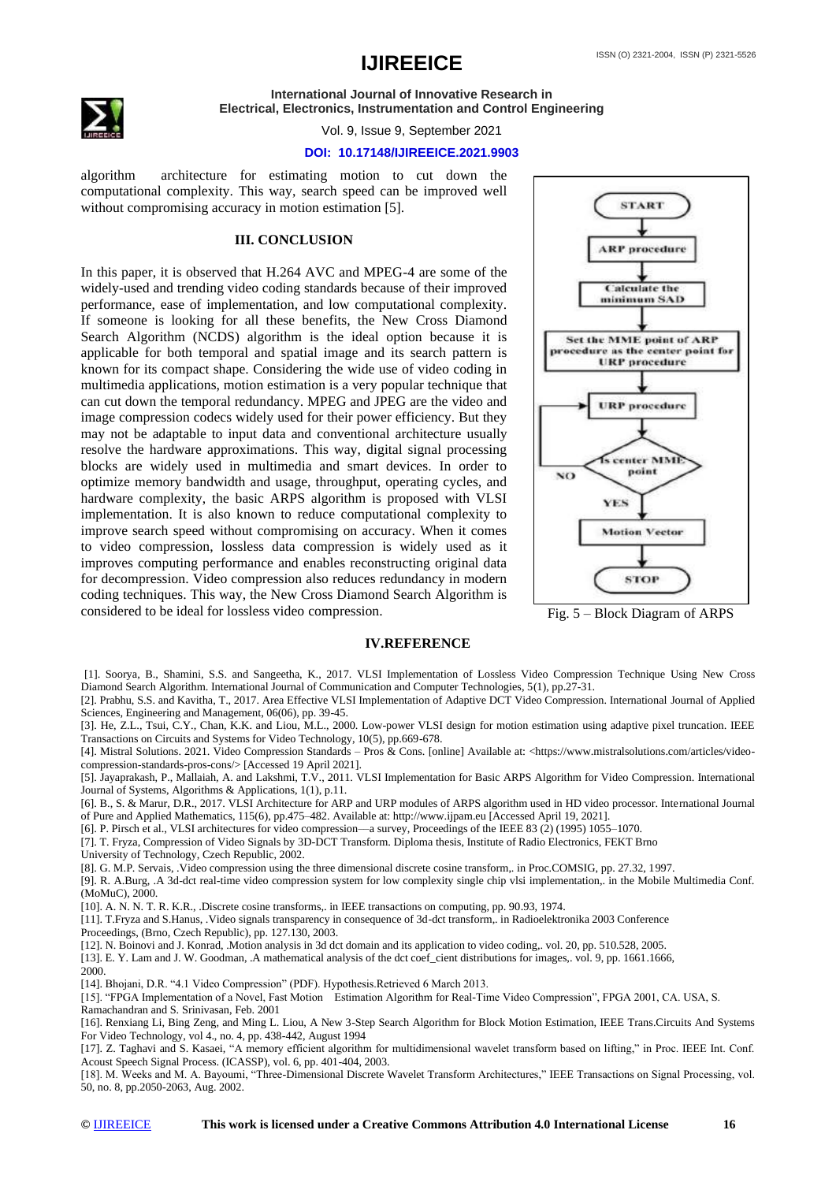algorithm architecture for estimating motion to cut down the computational complexity. This way, search speed can be improved well without compromising accuracy in motion estimation [5].

## III. CONCLUSION

In this paper, it is observed that H.264 AVC and MPEG-4 are some of the widely-used and trending video coding standards because of their improved performance, ease of implementation, and low computational complexity. If someone is looking for all these benefits, the New Cross Diamond Search Algorithm (NCDS) algorithm is the ideal option because it is applicable for both temporal and spatial image and its search pattern is known for its compact shape. Considering the wide use of video coding in multimedia applications, motion estimation is a very popular technique that can cut down the temporal redundancy. MPEG and JPEG are the video and image compression codecs widely used for their power efficiency. But they may not be adaptable to input data and conventional architecture usually resolve the hardware approximations. This way, digital signal processing blocks are widely used in multimedia and smart devices. In order to optimize memory bandwidth and usage, throughput, operating cycles, and hardware complexity, the basic ARPS algorithm is proposed with VLSI implementation. It is also known to reduce computational complexity to improve search speed without compromising on accuracy. When it comes to video compression, lossless data compression is widely used as it improves computing performance and enables reconstructing original data for decompression. Video compression also reduces redundancy in modern coding techniques. This way, the New Cross Diamond Search Algorithm is considered to be ideal for lossless video compression.

START → ARP procedure → Calculate the minimum SAD → Set the MME point of ARP procedure as the center point for URP procedure → URP procedure → Is center MME point (NO → URP procedure; YES →) → Motion Vector → STOP

Fig. 5 – Block Diagram of ARPS

## IV.REFERENCE

[1]. Soorya, B., Shamini, S.S. and Sangeetha, K., 2017. VLSI Implementation of Lossless Video Compression Technique Using New Cross Diamond Search Algorithm. International Journal of Communication and Computer Technologies, 5(1), pp.27-31.

[2]. Prabhu, S.S. and Kavitha, T., 2017. Area Effective VLSI Implementation of Adaptive DCT Video Compression. International Journal of Applied Sciences, Engineering and Management, 06(06), pp. 39-45.

[3]. He, Z.L., Tsui, C.Y., Chan, K.K. and Liou, M.L., 2000. Low-power VLSI design for motion estimation using adaptive pixel truncation. IEEE Transactions on Circuits and Systems for Video Technology, 10(5), pp.669-678.

[4]. Mistral Solutions. 2021. Video Compression Standards – Pros & Cons. [online] Available at: <https://www.mistralsolutions.com/articles/video-compression-standards-pros-cons/> [Accessed 19 April 2021].

[5]. Jayaprakash, P., Mallaiah, A. and Lakshmi, T.V., 2011. VLSI Implementation for Basic ARPS Algorithm for Video Compression. International Journal of Systems, Algorithms & Applications, 1(1), p.11.

[6]. B., S. & Marur, D.R., 2017. VLSI Architecture for ARP and URP modules of ARPS algorithm used in HD video processor. International Journal of Pure and Applied Mathematics, 115(6), pp.475–482. Available at: http://www.ijpam.eu [Accessed April 19, 2021].

[6]. P. Pirsch et al., VLSI architectures for video compression—a survey, Proceedings of the IEEE 83 (2) (1995) 1055–1070.

[7]. T. Fryza, Compression of Video Signals by 3D-DCT Transform. Diploma thesis, Institute of Radio Electronics, FEKT Brno University of Technology, Czech Republic, 2002.

[8]. G. M.P. Servais, .Video compression using the three dimensional discrete cosine transform,. in Proc.COMSIG, pp. 27.32, 1997.

[9]. R. A.Burg, .A 3d-dct real-time video compression system for low complexity single chip vlsi implementation,. in the Mobile Multimedia Conf. (MoMuC), 2000.

[10]. A. N. N. T. R. K.R., .Discrete cosine transforms,. in IEEE transactions on computing, pp. 90.93, 1974.

[11]. T.Fryza and S.Hanus, .Video signals transparency in consequence of 3d-dct transform,. in Radioelektronika 2003 Conference Proceedings, (Brno, Czech Republic), pp. 127.130, 2003.

[12]. N. Boinovi and J. Konrad, .Motion analysis in 3d dct domain and its application to video coding,. vol. 20, pp. 510.528, 2005.

[13]. E. Y. Lam and J. W. Goodman, .A mathematical analysis of the dct coef_cient distributions for images,. vol. 9, pp. 1661.1666, 2000.

[14]. Bhojani, D.R. "4.1 Video Compression" (PDF). Hypothesis.Retrieved 6 March 2013.

[15]. "FPGA Implementation of a Novel, Fast Motion Estimation Algorithm for Real-Time Video Compression", FPGA 2001, CA. USA, S. Ramachandran and S. Srinivasan, Feb. 2001

[16]. Renxiang Li, Bing Zeng, and Ming L. Liou, A New 3-Step Search Algorithm for Block Motion Estimation, IEEE Trans.Circuits And Systems For Video Technology, vol 4., no. 4, pp. 438-442, August 1994

[17]. Z. Taghavi and S. Kasaei, "A memory efficient algorithm for multidimensional wavelet transform based on lifting," in Proc. IEEE Int. Conf. Acoust Speech Signal Process. (ICASSP), vol. 6, pp. 401-404, 2003.

[18]. M. Weeks and M. A. Bayoumi, "Three-Dimensional Discrete Wavelet Transform Architectures," IEEE Transactions on Signal Processing, vol. 50, no. 8, pp.2050-2063, Aug. 2002.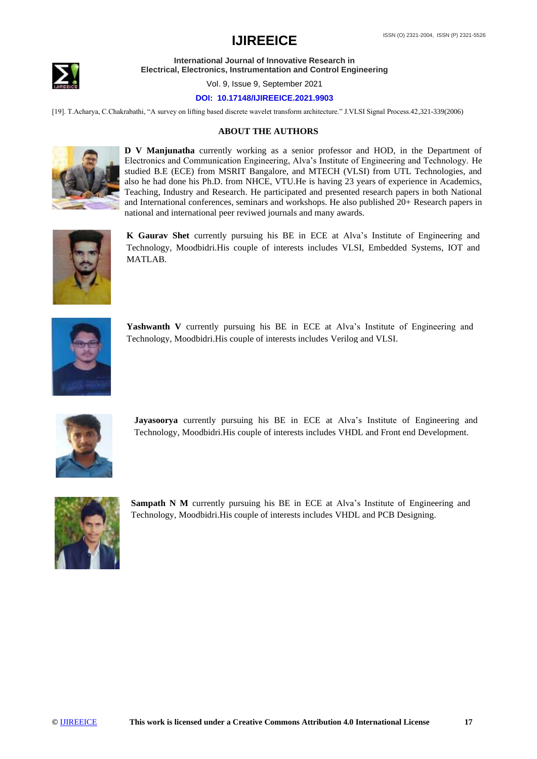[19]. T.Acharya, C.Chakrabathi, "A survey on lifting based discrete wavelet transform architecture." J.VLSI Signal Process.42,321-339(2006)

## ABOUT THE AUTHORS

**D V Manjunatha** currently working as a senior professor and HOD, in the Department of Electronics and Communication Engineering, Alva's Institute of Engineering and Technology. He studied B.E (ECE) from MSRIT Bangalore, and MTECH (VLSI) from UTL Technologies, and also he had done his Ph.D. from NHCE, VTU.He is having 23 years of experience in Academics, Teaching, Industry and Research. He participated and presented research papers in both National and International conferences, seminars and workshops. He also published 20+ Research papers in national and international peer reviwed journals and many awards.

**K Gaurav Shet** currently pursuing his BE in ECE at Alva's Institute of Engineering and Technology, Moodbidri.His couple of interests includes VLSI, Embedded Systems, IOT and MATLAB.

**Yashwanth V** currently pursuing his BE in ECE at Alva's Institute of Engineering and Technology, Moodbidri.His couple of interests includes Verilog and VLSI.

**Jayasoorya** currently pursuing his BE in ECE at Alva's Institute of Engineering and Technology, Moodbidri.His couple of interests includes VHDL and Front end Development.

**Sampath N M** currently pursuing his BE in ECE at Alva's Institute of Engineering and Technology, Moodbidri.His couple of interests includes VHDL and PCB Designing.